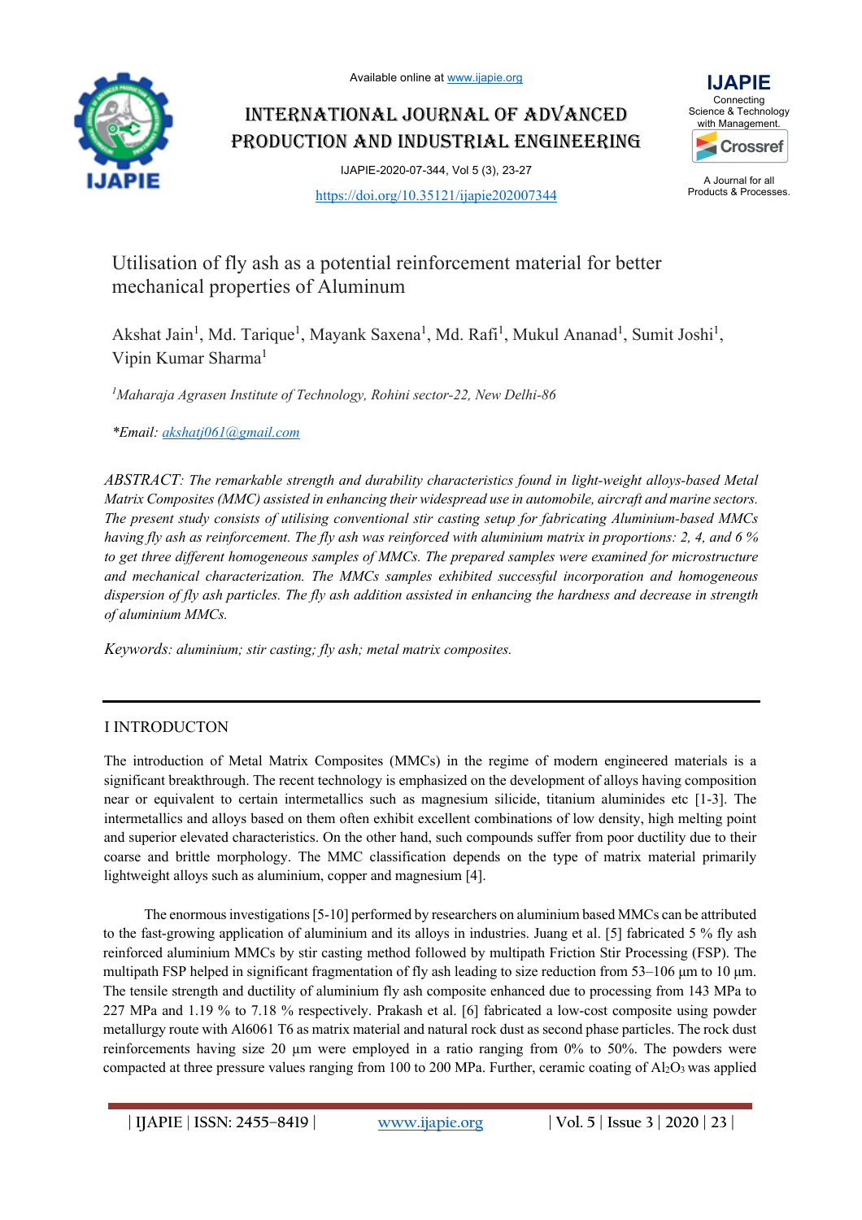Available online at www.ijapie.org

# INTERNATIONAL JOURNAL OF ADVANCED PRODUCTION AND INDUSTRIAL ENGINEERING

IJAPIE-2020-07-344, Vol 5 (3), 23-27

https://doi.org/10.35121/ijapie202007344

IJAPIE Connecting Science & Technology with Management.

A Journal for all Products & Processes.

# Utilisation of fly ash as a potential reinforcement material for better mechanical properties of Aluminum

Akshat Jain[1], Md. Tarique[1], Mayank Saxena[1], Md. Rafi[1], Mukul Ananad[1], Sumit Joshi[1], Vipin Kumar Sharma[1]

*[1]Maharaja Agrasen Institute of Technology, Rohini sector-22, New Delhi-86*

*\*Email: akshatj061@gmail.com*

*ABSTRACT: The remarkable strength and durability characteristics found in light-weight alloys-based Metal Matrix Composites (MMC) assisted in enhancing their widespread use in automobile, aircraft and marine sectors. The present study consists of utilising conventional stir casting setup for fabricating Aluminium-based MMCs having fly ash as reinforcement. The fly ash was reinforced with aluminium matrix in proportions: 2, 4, and 6 % to get three different homogeneous samples of MMCs. The prepared samples were examined for microstructure and mechanical characterization. The MMCs samples exhibited successful incorporation and homogeneous dispersion of fly ash particles. The fly ash addition assisted in enhancing the hardness and decrease in strength of aluminium MMCs.*

*Keywords: aluminium; stir casting; fly ash; metal matrix composites.*

## I INTRODUCTON

The introduction of Metal Matrix Composites (MMCs) in the regime of modern engineered materials is a significant breakthrough. The recent technology is emphasized on the development of alloys having composition near or equivalent to certain intermetallics such as magnesium silicide, titanium aluminides etc [1-3]. The intermetallics and alloys based on them often exhibit excellent combinations of low density, high melting point and superior elevated characteristics. On the other hand, such compounds suffer from poor ductility due to their coarse and brittle morphology. The MMC classification depends on the type of matrix material primarily lightweight alloys such as aluminium, copper and magnesium [4].

The enormous investigations [5-10] performed by researchers on aluminium based MMCs can be attributed to the fast-growing application of aluminium and its alloys in industries. Juang et al. [5] fabricated 5 % fly ash reinforced aluminium MMCs by stir casting method followed by multipath Friction Stir Processing (FSP). The multipath FSP helped in significant fragmentation of fly ash leading to size reduction from 53–106 µm to 10 µm. The tensile strength and ductility of aluminium fly ash composite enhanced due to processing from 143 MPa to 227 MPa and 1.19 % to 7.18 % respectively. Prakash et al. [6] fabricated a low-cost composite using powder metallurgy route with Al6061 T6 as matrix material and natural rock dust as second phase particles. The rock dust reinforcements having size 20 µm were employed in a ratio ranging from 0% to 50%. The powders were compacted at three pressure values ranging from 100 to 200 MPa. Further, ceramic coating of $Al_2O_3$ was applied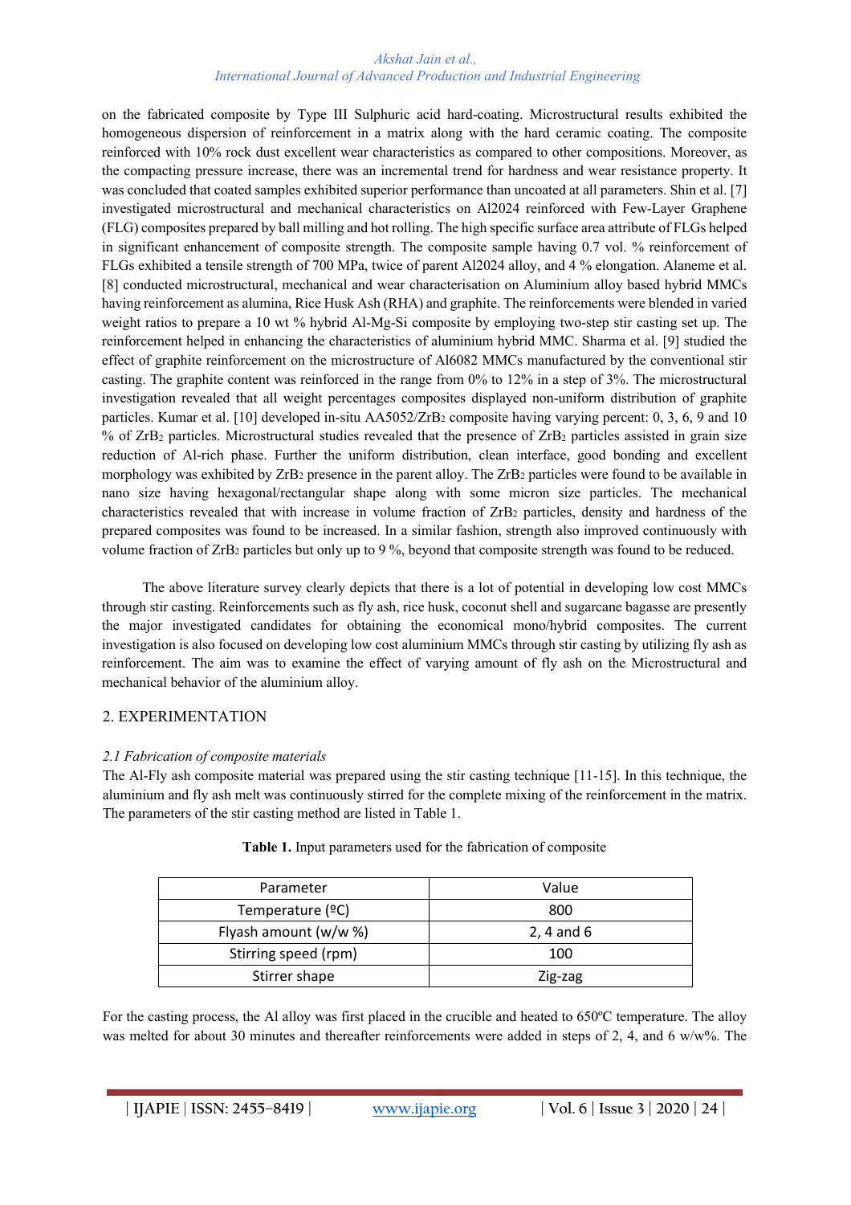on the fabricated composite by Type III Sulphuric acid hard-coating. Microstructural results exhibited the homogeneous dispersion of reinforcement in a matrix along with the hard ceramic coating. The composite reinforced with 10% rock dust excellent wear characteristics as compared to other compositions. Moreover, as the compacting pressure increase, there was an incremental trend for hardness and wear resistance property. It was concluded that coated samples exhibited superior performance than uncoated at all parameters. Shin et al. [7] investigated microstructural and mechanical characteristics on Al2024 reinforced with Few-Layer Graphene (FLG) composites prepared by ball milling and hot rolling. The high specific surface area attribute of FLGs helped in significant enhancement of composite strength. The composite sample having 0.7 vol. % reinforcement of FLGs exhibited a tensile strength of 700 MPa, twice of parent Al2024 alloy, and 4 % elongation. Alaneme et al. [8] conducted microstructural, mechanical and wear characterisation on Aluminium alloy based hybrid MMCs having reinforcement as alumina, Rice Husk Ash (RHA) and graphite. The reinforcements were blended in varied weight ratios to prepare a 10 wt % hybrid Al-Mg-Si composite by employing two-step stir casting set up. The reinforcement helped in enhancing the characteristics of aluminium hybrid MMC. Sharma et al. [9] studied the effect of graphite reinforcement on the microstructure of Al6082 MMCs manufactured by the conventional stir casting. The graphite content was reinforced in the range from 0% to 12% in a step of 3%. The microstructural investigation revealed that all weight percentages composites displayed non-uniform distribution of graphite particles. Kumar et al. [10] developed in-situ AA5052/$ZrB_2$ composite having varying percent: 0, 3, 6, 9 and 10 % of $ZrB_2$ particles. Microstructural studies revealed that the presence of $ZrB_2$ particles assisted in grain size reduction of Al-rich phase. Further the uniform distribution, clean interface, good bonding and excellent morphology was exhibited by $ZrB_2$ presence in the parent alloy. The $ZrB_2$ particles were found to be available in nano size having hexagonal/rectangular shape along with some micron size particles. The mechanical characteristics revealed that with increase in volume fraction of $ZrB_2$ particles, density and hardness of the prepared composites was found to be increased. In a similar fashion, strength also improved continuously with volume fraction of $ZrB_2$ particles but only up to 9 %, beyond that composite strength was found to be reduced.

The above literature survey clearly depicts that there is a lot of potential in developing low cost MMCs through stir casting. Reinforcements such as fly ash, rice husk, coconut shell and sugarcane bagasse are presently the major investigated candidates for obtaining the economical mono/hybrid composites. The current investigation is also focused on developing low cost aluminium MMCs through stir casting by utilizing fly ash as reinforcement. The aim was to examine the effect of varying amount of fly ash on the Microstructural and mechanical behavior of the aluminium alloy.

## 2. EXPERIMENTATION

### *2.1 Fabrication of composite materials*

The Al-Fly ash composite material was prepared using the stir casting technique [11-15]. In this technique, the aluminium and fly ash melt was continuously stirred for the complete mixing of the reinforcement in the matrix. The parameters of the stir casting method are listed in Table 1.

**Table 1.** Input parameters used for the fabrication of composite

| Parameter | Value |
|---|---|
| Temperature (ºC) | 800 |
| Flyash amount (w/w %) | 2, 4 and 6 |
| Stirring speed (rpm) | 100 |
| Stirrer shape | Zig-zag |

For the casting process, the Al alloy was first placed in the crucible and heated to 650ºC temperature. The alloy was melted for about 30 minutes and thereafter reinforcements were added in steps of 2, 4, and 6 w/w%. The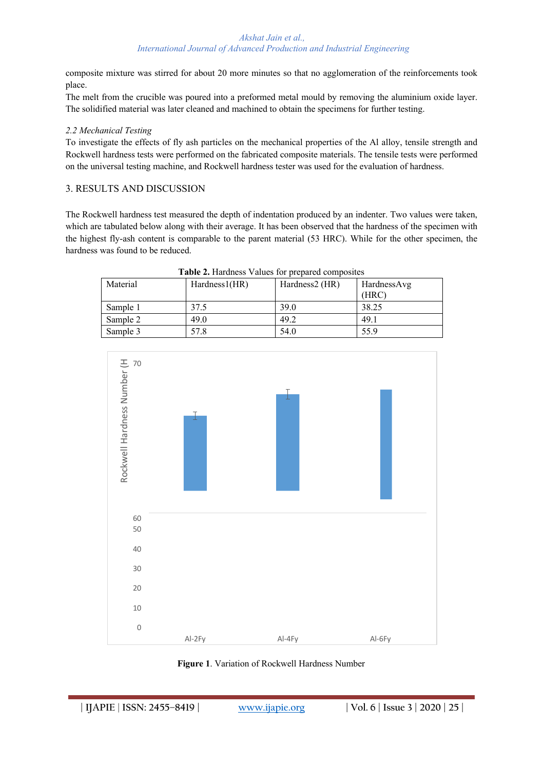composite mixture was stirred for about 20 more minutes so that no agglomeration of the reinforcements took place.

The melt from the crucible was poured into a preformed metal mould by removing the aluminium oxide layer. The solidified material was later cleaned and machined to obtain the specimens for further testing.

### *2.2 Mechanical Testing*

To investigate the effects of fly ash particles on the mechanical properties of the Al alloy, tensile strength and Rockwell hardness tests were performed on the fabricated composite materials. The tensile tests were performed on the universal testing machine, and Rockwell hardness tester was used for the evaluation of hardness.

## 3. RESULTS AND DISCUSSION

The Rockwell hardness test measured the depth of indentation produced by an indenter. Two values were taken, which are tabulated below along with their average. It has been observed that the hardness of the specimen with the highest fly-ash content is comparable to the parent material (53 HRC). While for the other specimen, the hardness was found to be reduced.

**Table 2.** Hardness Values for prepared composites

| Material | Hardness1(HR) | Hardness2 (HR) | HardnessAvg (HRC) |
|---|---|---|---|
| Sample 1 | 37.5 | 39.0 | 38.25 |
| Sample 2 | 49.0 | 49.2 | 49.1 |
| Sample 3 | 57.8 | 54.0 | 55.9 |

**Figure 1**. Variation of Rockwell Hardness Number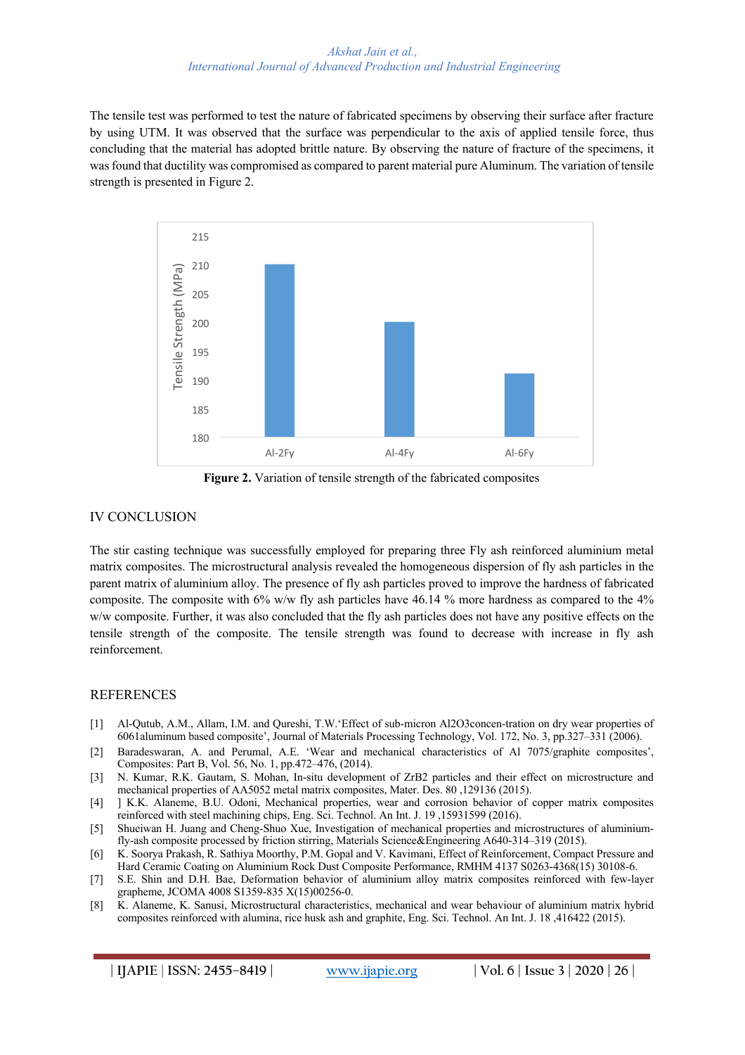The tensile test was performed to test the nature of fabricated specimens by observing their surface after fracture by using UTM. It was observed that the surface was perpendicular to the axis of applied tensile force, thus concluding that the material has adopted brittle nature. By observing the nature of fracture of the specimens, it was found that ductility was compromised as compared to parent material pure Aluminum. The variation of tensile strength is presented in Figure 2.

**Figure 2.** Variation of tensile strength of the fabricated composites

## IV CONCLUSION

The stir casting technique was successfully employed for preparing three Fly ash reinforced aluminium metal matrix composites. The microstructural analysis revealed the homogeneous dispersion of fly ash particles in the parent matrix of aluminium alloy. The presence of fly ash particles proved to improve the hardness of fabricated composite. The composite with 6% w/w fly ash particles have 46.14 % more hardness as compared to the 4% w/w composite. Further, it was also concluded that the fly ash particles does not have any positive effects on the tensile strength of the composite. The tensile strength was found to decrease with increase in fly ash reinforcement.

## REFERENCES

[1] Al-Qutub, A.M., Allam, I.M. and Qureshi, T.W.'Effect of sub-micron Al2O3concen-tration on dry wear properties of 6061aluminum based composite', Journal of Materials Processing Technology, Vol. 172, No. 3, pp.327–331 (2006).

[2] Baradeswaran, A. and Perumal, A.E. 'Wear and mechanical characteristics of Al 7075/graphite composites', Composites: Part B, Vol. 56, No. 1, pp.472–476, (2014).

[3] N. Kumar, R.K. Gautam, S. Mohan, In-situ development of ZrB2 particles and their effect on microstructure and mechanical properties of AA5052 metal matrix composites, Mater. Des. 80 ,129136 (2015).

[4] ] K.K. Alaneme, B.U. Odoni, Mechanical properties, wear and corrosion behavior of copper matrix composites reinforced with steel machining chips, Eng. Sci. Technol. An Int. J. 19 ,15931599 (2016).

[5] Shueiwan H. Juang and Cheng-Shuo Xue, Investigation of mechanical properties and microstructures of aluminium-fly-ash composite processed by friction stirring, Materials Science&Engineering A640-314–319 (2015).

[6] K. Soorya Prakash, R. Sathiya Moorthy, P.M. Gopal and V. Kavimani, Effect of Reinforcement, Compact Pressure and Hard Ceramic Coating on Aluminium Rock Dust Composite Performance, RMHM 4137 S0263-4368(15) 30108-6.

[7] S.E. Shin and D.H. Bae, Deformation behavior of aluminium alloy matrix composites reinforced with few-layer grapheme, JCOMA 4008 S1359-835 X(15)00256-0.

[8] K. Alaneme, K. Sanusi, Microstructural characteristics, mechanical and wear behaviour of aluminium matrix hybrid composites reinforced with alumina, rice husk ash and graphite, Eng. Sci. Technol. An Int. J. 18 ,416422 (2015).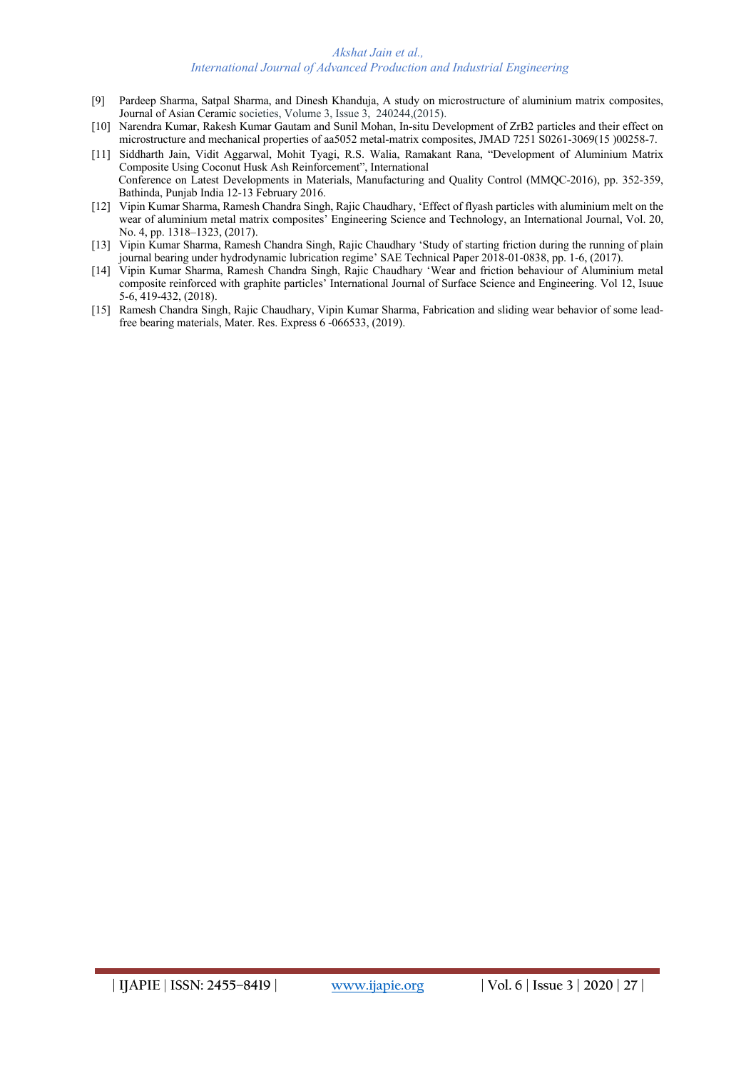[9] Pardeep Sharma, Satpal Sharma, and Dinesh Khanduja, A study on microstructure of aluminium matrix composites, Journal of Asian Ceramic societies, Volume 3, Issue 3, 240244,(2015).

[10] Narendra Kumar, Rakesh Kumar Gautam and Sunil Mohan, In-situ Development of ZrB2 particles and their effect on microstructure and mechanical properties of aa5052 metal-matrix composites, JMAD 7251 S0261-3069(15 )00258-7.

[11] Siddharth Jain, Vidit Aggarwal, Mohit Tyagi, R.S. Walia, Ramakant Rana, "Development of Aluminium Matrix Composite Using Coconut Husk Ash Reinforcement", International Conference on Latest Developments in Materials, Manufacturing and Quality Control (MMQC-2016), pp. 352-359, Bathinda, Punjab India 12-13 February 2016.

[12] Vipin Kumar Sharma, Ramesh Chandra Singh, Rajic Chaudhary, 'Effect of flyash particles with aluminium melt on the wear of aluminium metal matrix composites' Engineering Science and Technology, an International Journal, Vol. 20, No. 4, pp. 1318–1323, (2017).

[13] Vipin Kumar Sharma, Ramesh Chandra Singh, Rajic Chaudhary 'Study of starting friction during the running of plain journal bearing under hydrodynamic lubrication regime' SAE Technical Paper 2018-01-0838, pp. 1-6, (2017).

[14] Vipin Kumar Sharma, Ramesh Chandra Singh, Rajic Chaudhary 'Wear and friction behaviour of Aluminium metal composite reinforced with graphite particles' International Journal of Surface Science and Engineering. Vol 12, Isuue 5-6, 419-432, (2018).

[15] Ramesh Chandra Singh, Rajic Chaudhary, Vipin Kumar Sharma, Fabrication and sliding wear behavior of some lead-free bearing materials, Mater. Res. Express 6 -066533, (2019).